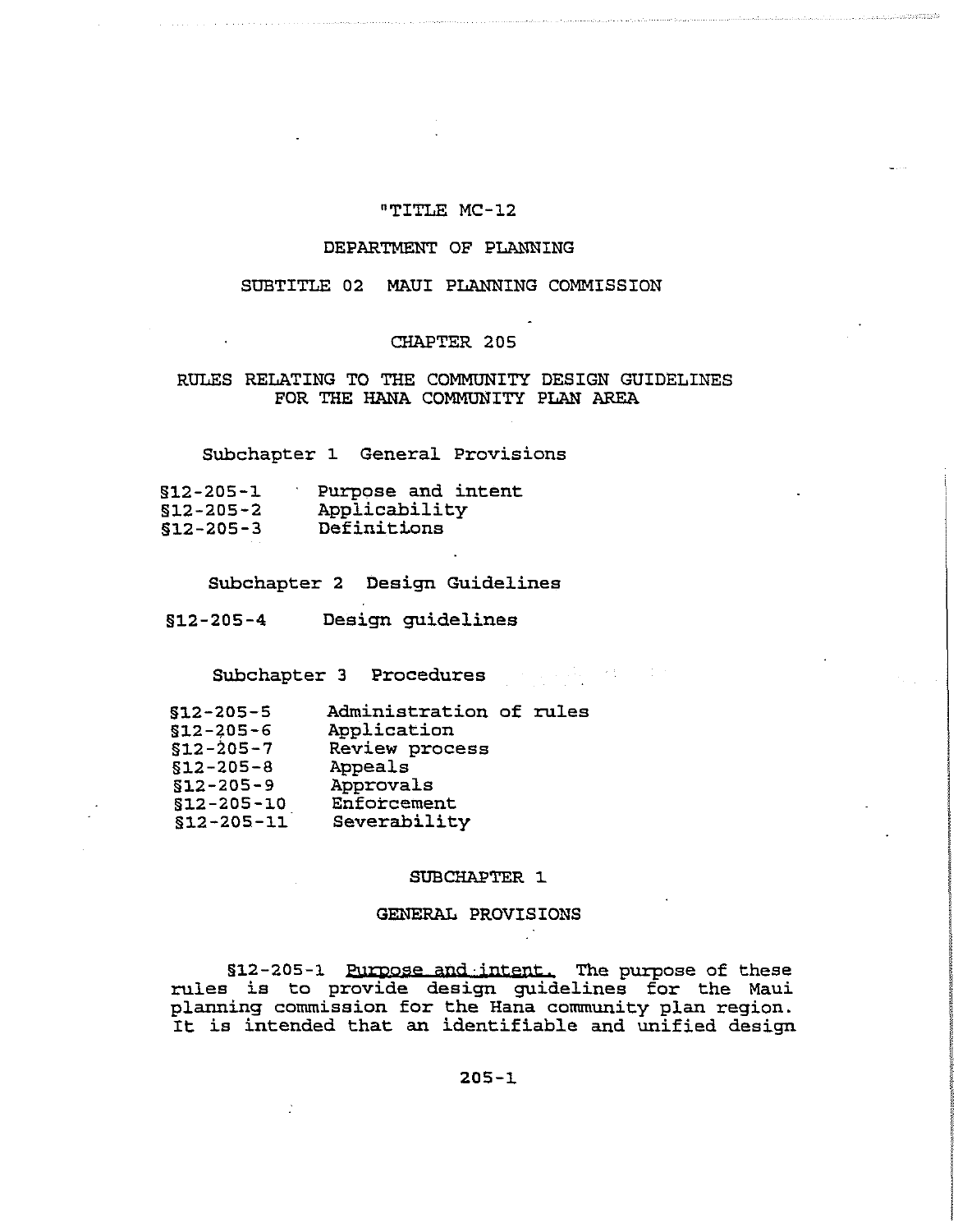# "TITLE MC-12

## DEPARTMENT OF PLANNING

## SUBTITLE 02 MAUI PLANNING COMMISSION

## CHAPTER 205

## RULES RELATING TO THE COMMUNITY DESIGN GUIDELINES FOR THE HANA COMMUNITY PLAN AREA

Subchapter 1 General Provisions

§12-205-1 Purpose and intent
§12-205-2 Applicability
§12-205-3 Definitions

Subchapter 2 Design Guidelines

§12-205-4 Design guidelines

Subchapter 3 Procedures

§12-205-5 Administration of rules
§12-205-6 Application
§12-205-7 Review process
§12-205-8 Appeals
§12-205-9 Approvals
§12-205-10 Enforcement
§12-205-11 Severability

## SUBCHAPTER 1

## GENERAL PROVISIONS

§12-205-1 Purpose and intent. The purpose of these rules is to provide design guidelines for the Maui planning commission for the Hana community plan region. It is intended that an identifiable and unified design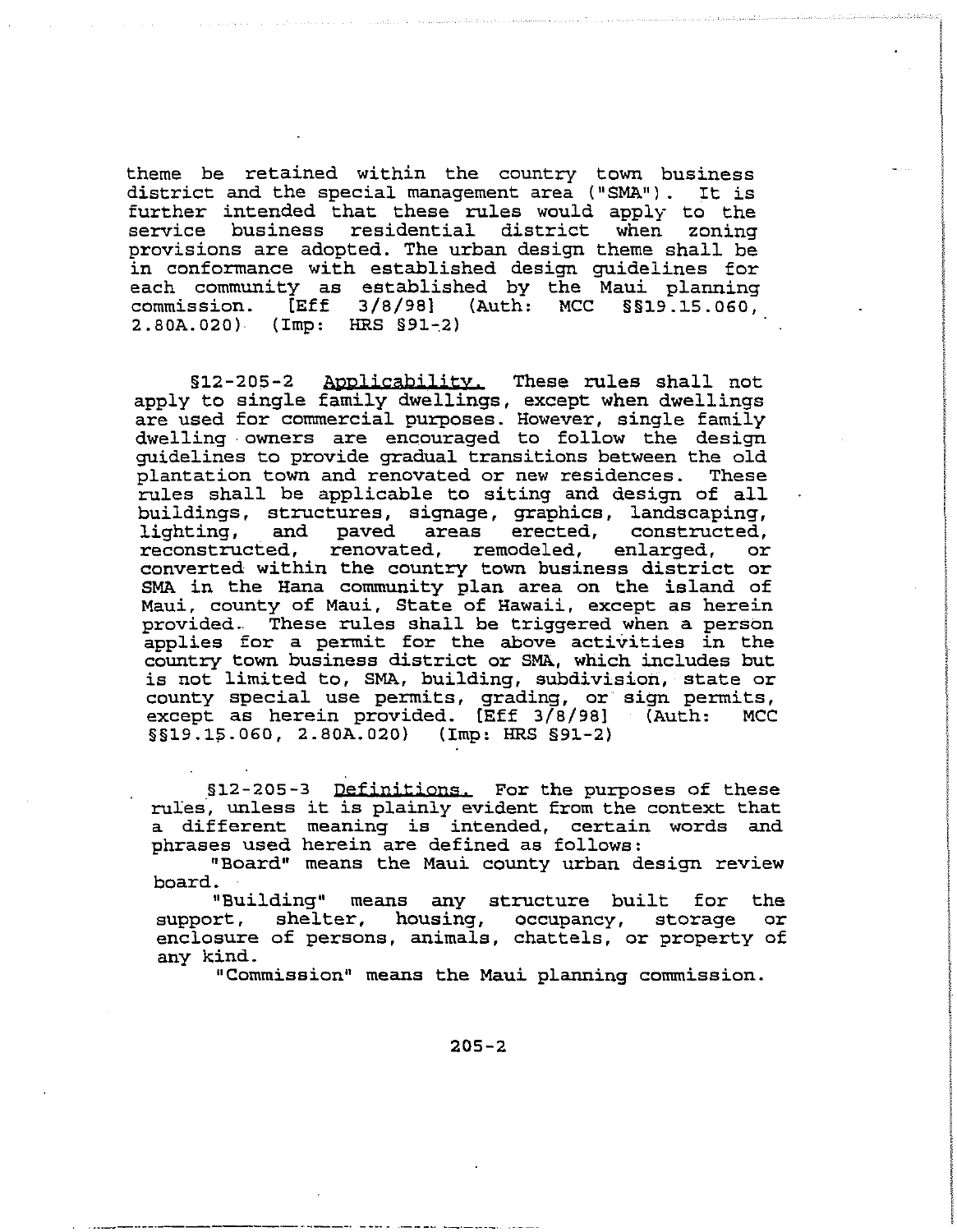theme be retained within the country town business district and the special management area ("SMA"). It is further intended that these rules would apply to the service business residential district when zoning provisions are adopted. The urban design theme shall be in conformance with established design guidelines for each community as established by the Maui planning commission. [Eff 3/8/98] (Auth: MCC §§19.15.060, 2.80A.020) (Imp: HRS §91-2)

§12-205-2 Applicability. These rules shall not apply to single family dwellings, except when dwellings are used for commercial purposes. However, single family dwelling owners are encouraged to follow the design guidelines to provide gradual transitions between the old plantation town and renovated or new residences. These rules shall be applicable to siting and design of all buildings, structures, signage, graphics, landscaping, lighting, and paved areas erected, constructed, reconstructed, renovated, remodeled, enlarged, or converted within the country town business district or SMA in the Hana community plan area on the island of Maui, county of Maui, State of Hawaii, except as herein provided. These rules shall be triggered when a person applies for a permit for the above activities in the country town business district or SMA, which includes but is not limited to, SMA, building, subdivision, state or county special use permits, grading, or sign permits, except as herein provided. [Eff 3/8/98] (Auth: MCC §§19.15.060, 2.80A.020) (Imp: HRS §91-2)

§12-205-3 Definitions. For the purposes of these rules, unless it is plainly evident from the context that a different meaning is intended, certain words and phrases used herein are defined as follows:

"Board" means the Maui county urban design review board.

"Building" means any structure built for the support, shelter, housing, occupancy, storage or enclosure of persons, animals, chattels, or property of any kind.

"Commission" means the Maui planning commission.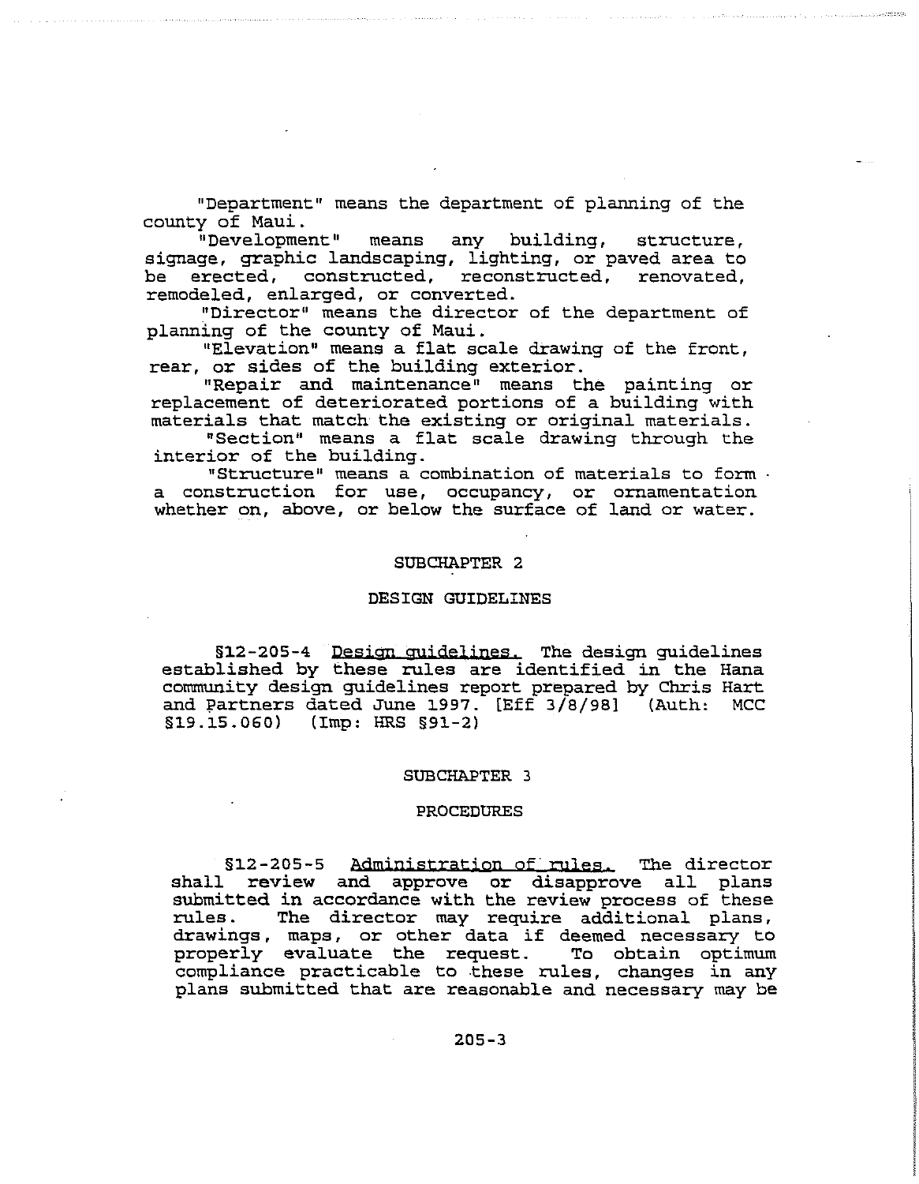"Department" means the department of planning of the county of Maui.

"Development" means any building, structure, signage, graphic landscaping, lighting, or paved area to be erected, constructed, reconstructed, renovated, remodeled, enlarged, or converted.

"Director" means the director of the department of planning of the county of Maui.

"Elevation" means a flat scale drawing of the front, rear, or sides of the building exterior.

"Repair and maintenance" means the painting or replacement of deteriorated portions of a building with materials that match the existing or original materials.

"Section" means a flat scale drawing through the interior of the building.

"Structure" means a combination of materials to form a construction for use, occupancy, or ornamentation whether on, above, or below the surface of land or water.

## SUBCHAPTER 2

## DESIGN GUIDELINES

§12-205-4 Design guidelines. The design guidelines established by these rules are identified in the Hana community design guidelines report prepared by Chris Hart and Partners dated June 1997. [Eff 3/8/98] (Auth: MCC §19.15.060) (Imp: HRS §91-2)

## SUBCHAPTER 3

## PROCEDURES

§12-205-5 Administration of rules. The director shall review and approve or disapprove all plans submitted in accordance with the review process of these rules. The director may require additional plans, drawings, maps, or other data if deemed necessary to properly evaluate the request. To obtain optimum compliance practicable to these rules, changes in any plans submitted that are reasonable and necessary may be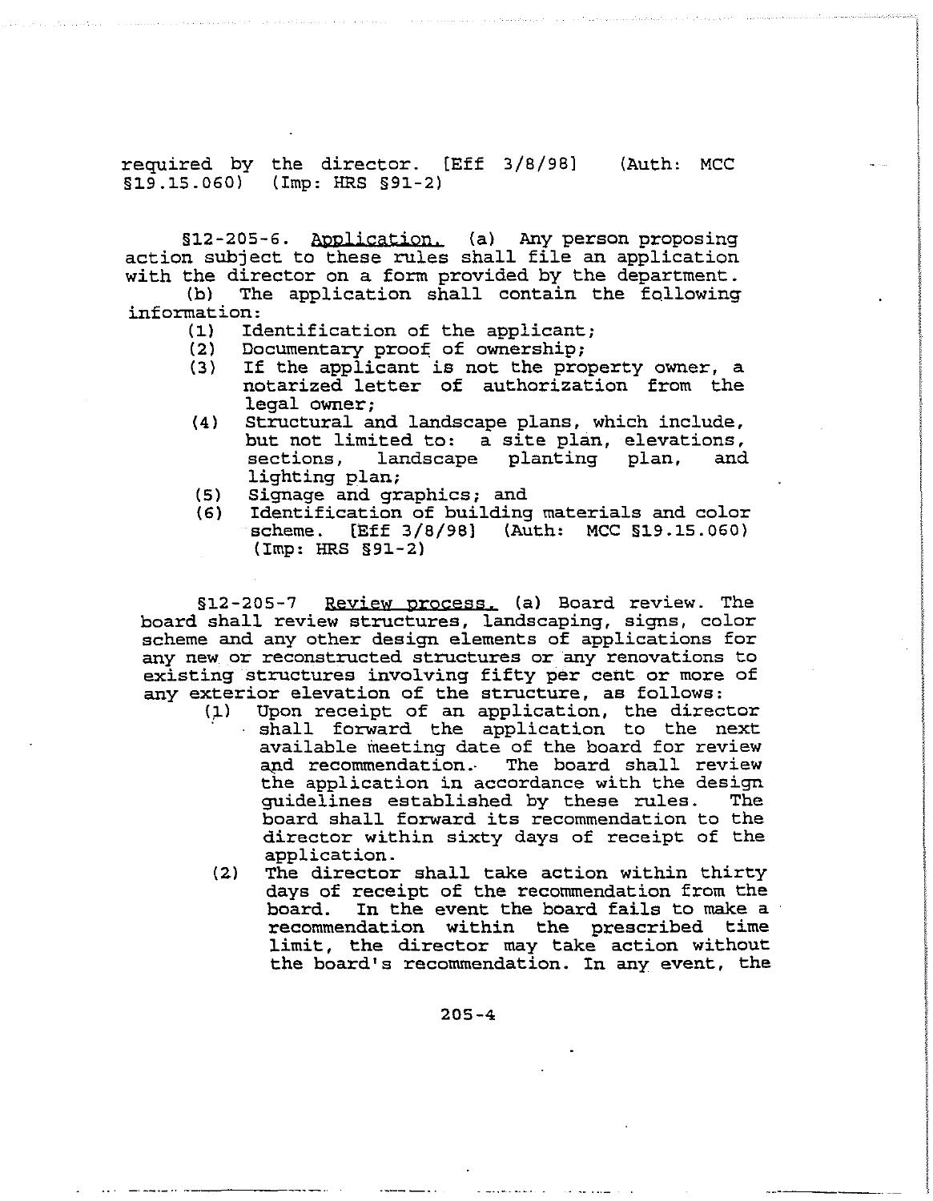required by the director. [Eff 3/8/98] (Auth: MCC §19.15.060) (Imp: HRS §91-2)

§12-205-6. Application. (a) Any person proposing action subject to these rules shall file an application with the director on a form provided by the department.

(b) The application shall contain the following information:

(1) Identification of the applicant;
(2) Documentary proof of ownership;
(3) If the applicant is not the property owner, a notarized letter of authorization from the legal owner;
(4) Structural and landscape plans, which include, but not limited to: a site plan, elevations, sections, landscape planting plan, and lighting plan;
(5) Signage and graphics; and
(6) Identification of building materials and color scheme. [Eff 3/8/98] (Auth: MCC §19.15.060) (Imp: HRS §91-2)

§12-205-7 Review process. (a) Board review. The board shall review structures, landscaping, signs, color scheme and any other design elements of applications for any new or reconstructed structures or any renovations to existing structures involving fifty per cent or more of any exterior elevation of the structure, as follows:

(1) Upon receipt of an application, the director shall forward the application to the next available meeting date of the board for review and recommendation. The board shall review the application in accordance with the design guidelines established by these rules. The board shall forward its recommendation to the director within sixty days of receipt of the application.
(2) The director shall take action within thirty days of receipt of the recommendation from the board. In the event the board fails to make a recommendation within the prescribed time limit, the director may take action without the board's recommendation. In any event, the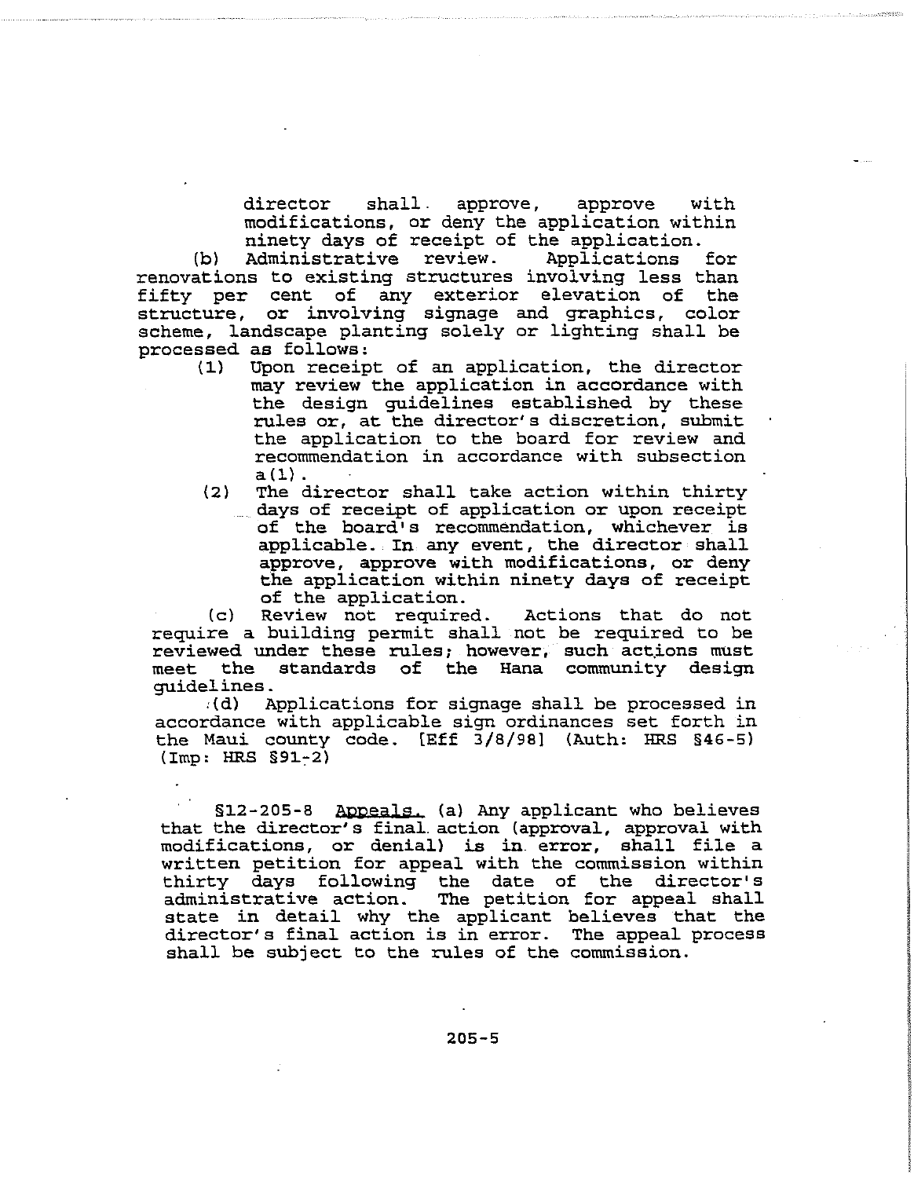director shall approve, approve with modifications, or deny the application within ninety days of receipt of the application.

(b) Administrative review. Applications for renovations to existing structures involving less than fifty per cent of any exterior elevation of the structure, or involving signage and graphics, color scheme, landscape planting solely or lighting shall be processed as follows:

(1) Upon receipt of an application, the director may review the application in accordance with the design guidelines established by these rules or, at the director's discretion, submit the application to the board for review and recommendation in accordance with subsection a(1).

(2) The director shall take action within thirty days of receipt of application or upon receipt of the board's recommendation, whichever is applicable. In any event, the director shall approve, approve with modifications, or deny the application within ninety days of receipt of the application.

(c) Review not required. Actions that do not require a building permit shall not be required to be reviewed under these rules; however, such actions must meet the standards of the Hana community design guidelines.

(d) Applications for signage shall be processed in accordance with applicable sign ordinances set forth in the Maui county code. [Eff 3/8/98] (Auth: HRS §46-5) (Imp: HRS §91-2)

§12-205-8 Appeals. (a) Any applicant who believes that the director's final action (approval, approval with modifications, or denial) is in error, shall file a written petition for appeal with the commission within thirty days following the date of the director's administrative action. The petition for appeal shall state in detail why the applicant believes that the director's final action is in error. The appeal process shall be subject to the rules of the commission.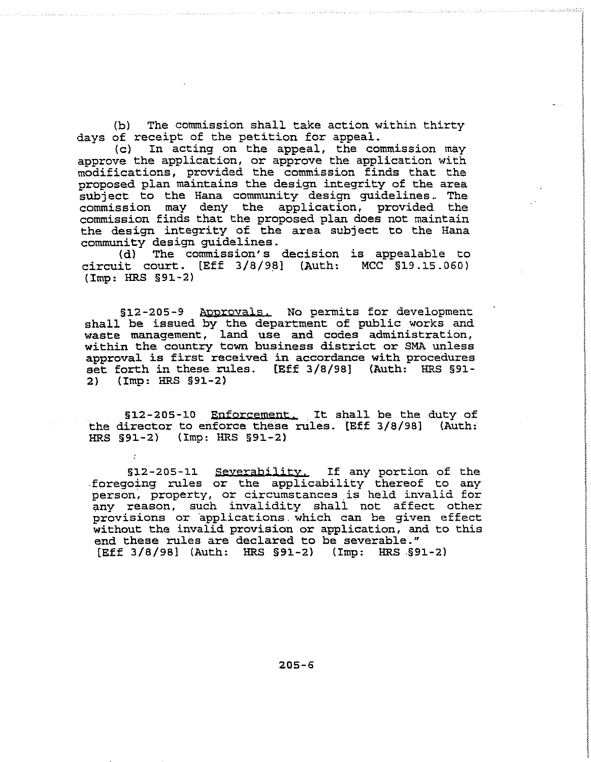(b) The commission shall take action within thirty days of receipt of the petition for appeal.

(c) In acting on the appeal, the commission may approve the application, or approve the application with modifications, provided the commission finds that the proposed plan maintains the design integrity of the area subject to the Hana community design guidelines. The commission may deny the application, provided the commission finds that the proposed plan does not maintain the design integrity of the area subject to the Hana community design guidelines.

(d) The commission's decision is appealable to circuit court. [Eff 3/8/98] (Auth: MCC §19.15.060) (Imp: HRS §91-2)

§12-205-9 Approvals. No permits for development shall be issued by the department of public works and waste management, land use and codes administration, within the country town business district or SMA unless approval is first received in accordance with procedures set forth in these rules. [Eff 3/8/98] (Auth: HRS §91-2) (Imp: HRS §91-2)

§12-205-10 Enforcement. It shall be the duty of the director to enforce these rules. [Eff 3/8/98] (Auth: HRS §91-2) (Imp: HRS §91-2)

§12-205-11 Severability. If any portion of the foregoing rules or the applicability thereof to any person, property, or circumstances is held invalid for any reason, such invalidity shall not affect other provisions or applications which can be given effect without the invalid provision or application, and to this end these rules are declared to be severable."
[Eff 3/8/98] (Auth: HRS §91-2) (Imp: HRS §91-2)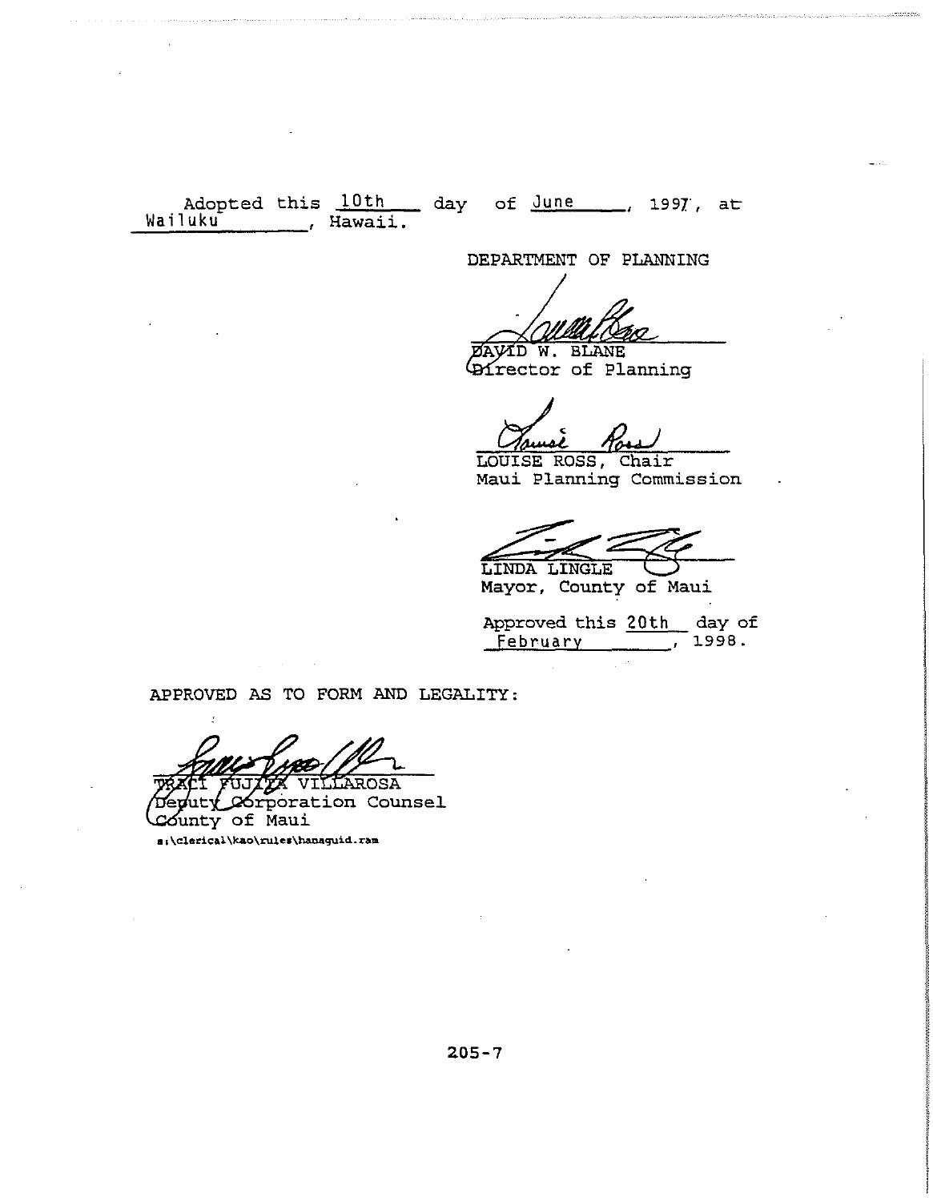Adopted this 10th day of June, 1997, at Wailuku, Hawaii.

DEPARTMENT OF PLANNING

DAVID W. BLANE
Director of Planning

LOUISE ROSS, Chair
Maui Planning Commission

LINDA LINGLE
Mayor, County of Maui

Approved this 20th day of February, 1998.

APPROVED AS TO FORM AND LEGALITY:

TRACI FUJITA VILLAROSA
Deputy Corporation Counsel
County of Maui

s:\clerical\kao\rules\hanaguid.ram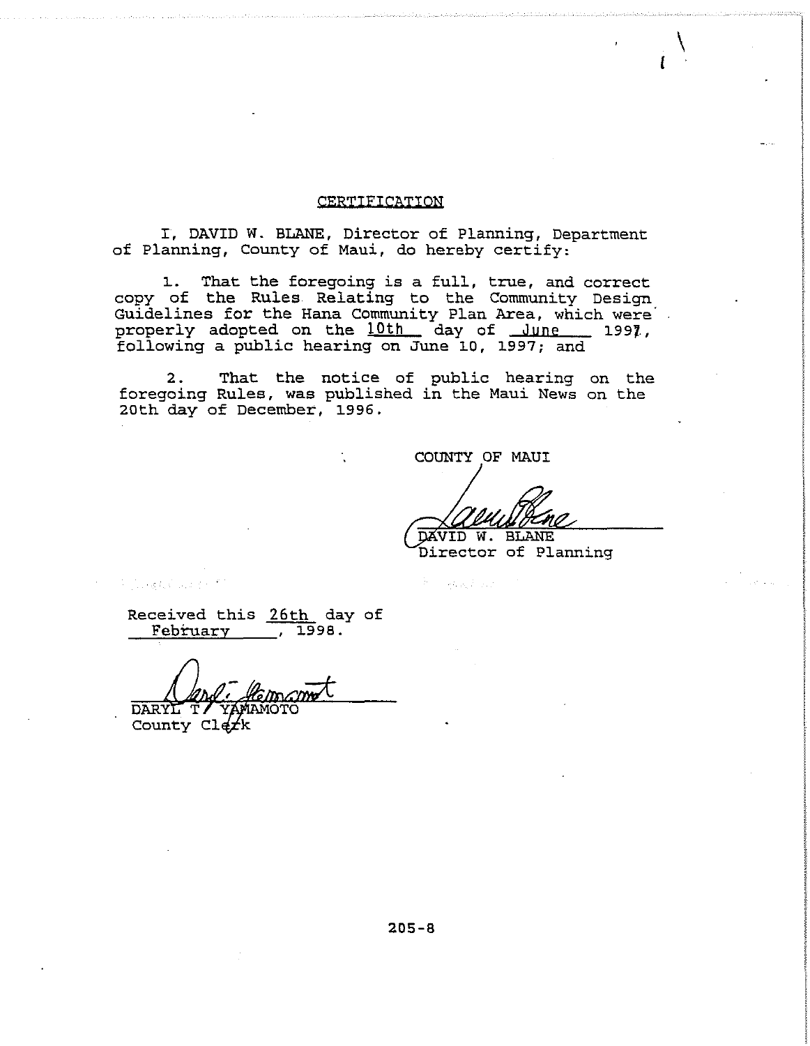# CERTIFICATION

I, DAVID W. BLANE, Director of Planning, Department of Planning, County of Maui, do hereby certify:

1. That the foregoing is a full, true, and correct copy of the Rules Relating to the Community Design Guidelines for the Hana Community Plan Area, which were properly adopted on the 10th day of June 1997, following a public hearing on June 10, 1997; and

2. That the notice of public hearing on the foregoing Rules, was published in the Maui News on the 20th day of December, 1996.

COUNTY OF MAUI

DAVID W. BLANE
Director of Planning

Received this 26th day of February, 1998.

DARYL T. YAMAMOTO
County Clerk

205-8